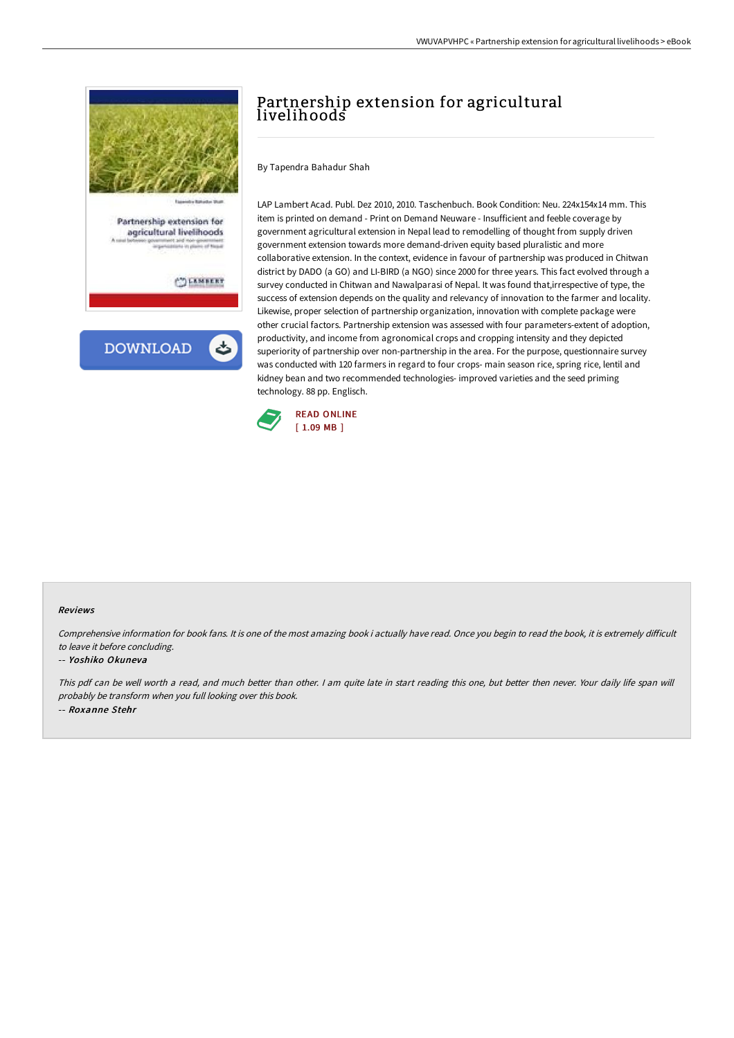# Partnership extension for agricultural livelihoods

By Tapendra Bahadur Shah

LAP Lambert Acad. Publ. Dez 2010, 2010. Taschenbuch. Book Condition: Neu. 224x154x14 mm. This item is printed on demand - Print on Demand Neuware - Insufficient and feeble coverage by government agricultural extension in Nepal lead to remodelling of thought from supply driven government extension towards more demand-driven equity based pluralistic and more collaborative extension. In the context, evidence in favour of partnership was produced in Chitwan district by DADO (a GO) and LI-BIRD (a NGO) since 2000 for three years. This fact evolved through a survey conducted in Chitwan and Nawalparasi of Nepal. It was found that,irrespective of type, the success of extension depends on the quality and relevancy of innovation to the farmer and locality. Likewise, proper selection of partnership organization, innovation with complete package were other crucial factors. Partnership extension was assessed with four parameters-extent of adoption, productivity, and income from agronomical crops and cropping intensity and they depicted superiority of partnership over non-partnership in the area. For the purpose, questionnaire survey was conducted with 120 farmers in regard to four crops- main season rice, spring rice, lentil and kidney bean and two recommended technologies- improved varieties and the seed priming technology. 88 pp. Englisch.

READ ONLINE
[ 1.09 MB ]

#### Reviews

*Comprehensive information for book fans. It is one of the most amazing book i actually have read. Once you begin to read the book, it is extremely difficult to leave it before concluding.*

-- *Yoshiko Okuneva*

*This pdf can be well worth a read, and much better than other. I am quite late in start reading this one, but better then never. Your daily life span will probably be transform when you full looking over this book.*

-- *Roxanne Stehr*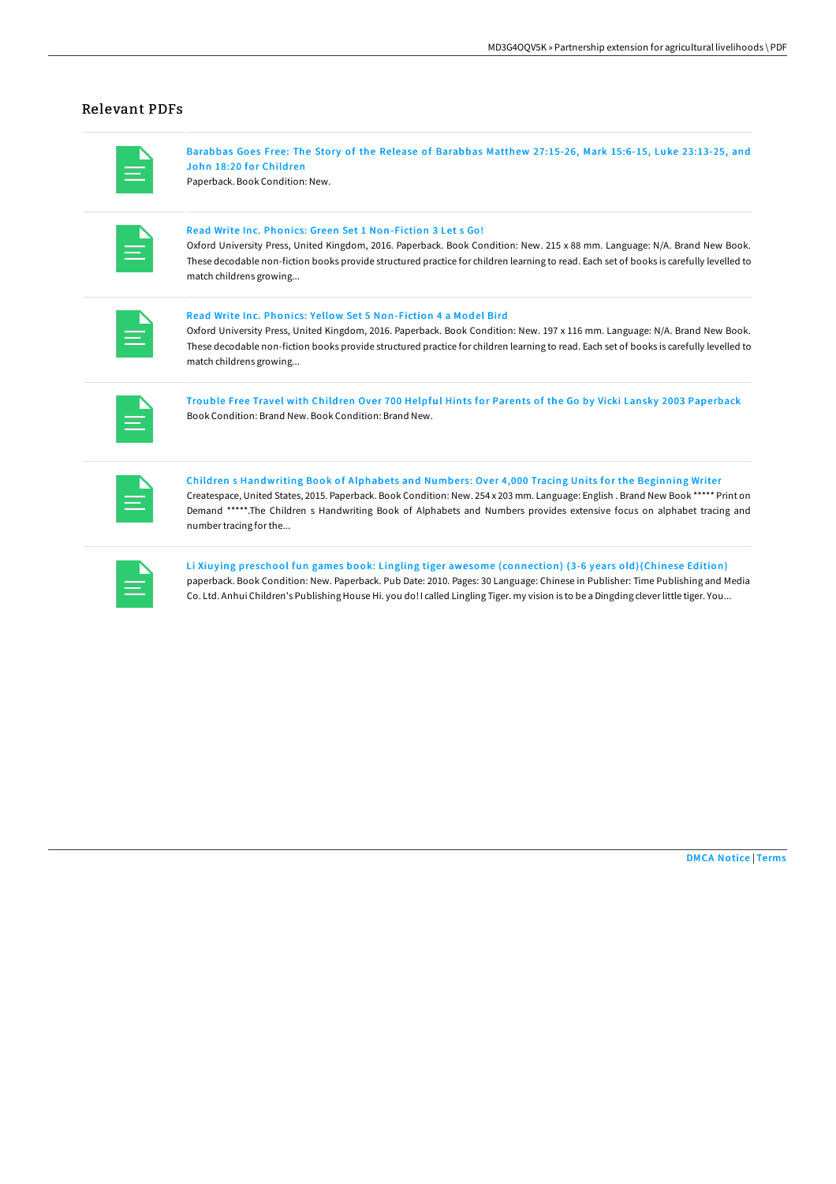## Relevant PDFs

Barabbas Goes Free: The Story of the Release of Barabbas Matthew 27:15-26, Mark 15:6-15, Luke 23:13-25, and John 18:20 for Children

Paperback. Book Condition: New.

Read Write Inc. Phonics: Green Set 1 Non-Fiction 3 Let s Go!

Oxford University Press, United Kingdom, 2016. Paperback. Book Condition: New. 215 x 88 mm. Language: N/A. Brand New Book. These decodable non-fiction books provide structured practice for children learning to read. Each set of books is carefully levelled to match childrens growing...

Read Write Inc. Phonics: Yellow Set 5 Non-Fiction 4 a Model Bird

Oxford University Press, United Kingdom, 2016. Paperback. Book Condition: New. 197 x 116 mm. Language: N/A. Brand New Book. These decodable non-fiction books provide structured practice for children learning to read. Each set of books is carefully levelled to match childrens growing...

Trouble Free Travel with Children Over 700 Helpful Hints for Parents of the Go by Vicki Lansky 2003 Paperback

Book Condition: Brand New. Book Condition: Brand New.

Children s Handwriting Book of Alphabets and Numbers: Over 4,000 Tracing Units for the Beginning Writer

Createspace, United States, 2015. Paperback. Book Condition: New. 254 x 203 mm. Language: English . Brand New Book ***** Print on Demand *****.The Children s Handwriting Book of Alphabets and Numbers provides extensive focus on alphabet tracing and number tracing for the...

Li Xiuying preschool fun games book: Lingling tiger awesome (connection) (3-6 years old)(Chinese Edition)

paperback. Book Condition: New. Paperback. Pub Date: 2010. Pages: 30 Language: Chinese in Publisher: Time Publishing and Media Co. Ltd. Anhui Children's Publishing House Hi. you do! I called Lingling Tiger. my vision is to be a Dingding clever little tiger. You...